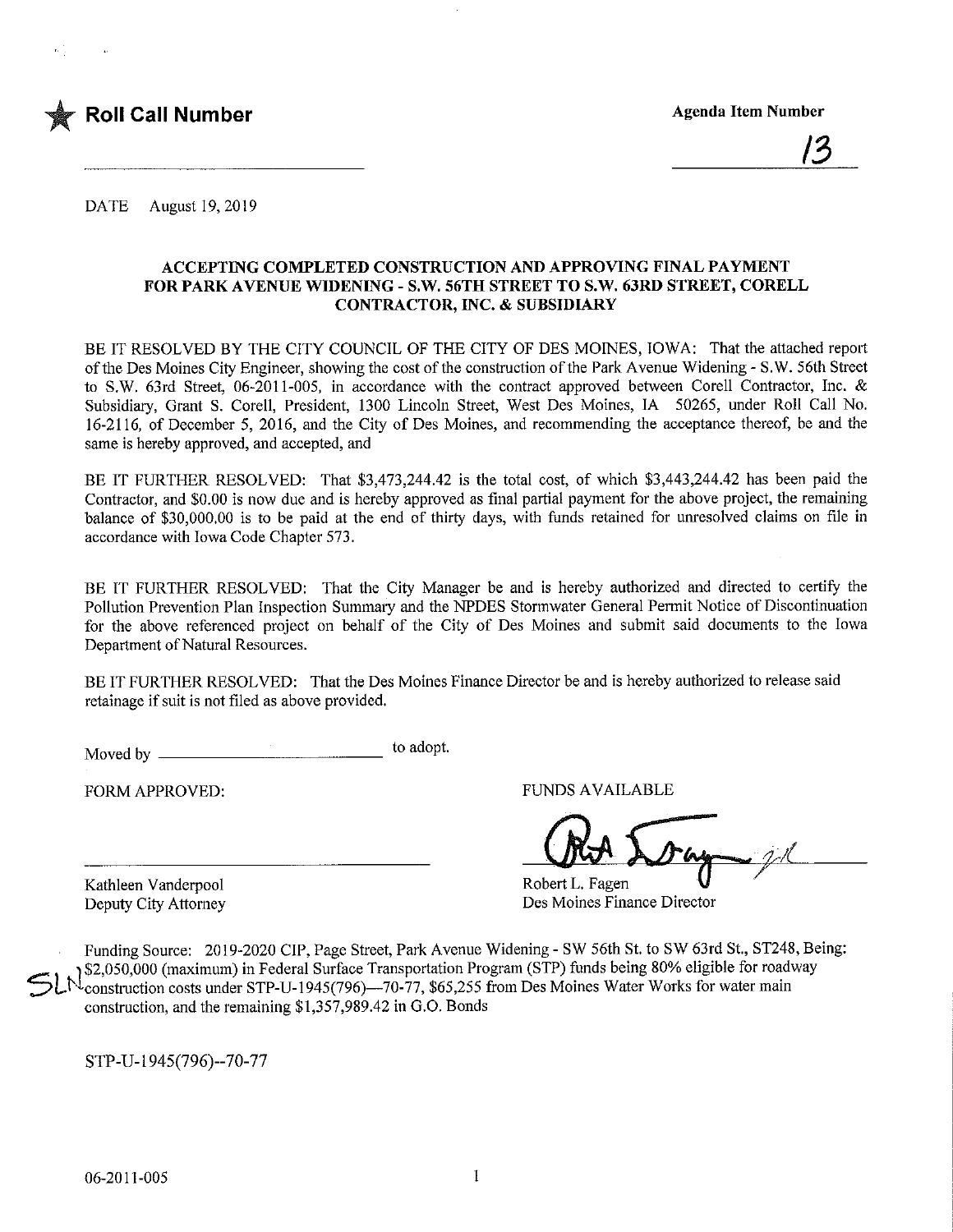★ **Roll Call Number**

**Agenda Item Number**

13

DATE August 19, 2019

**ACCEPTING COMPLETED CONSTRUCTION AND APPROVING FINAL PAYMENT FOR PARK AVENUE WIDENING - S.W. 56TH STREET TO S.W. 63RD STREET, CORELL CONTRACTOR, INC. & SUBSIDIARY**

BE IT RESOLVED BY THE CITY COUNCIL OF THE CITY OF DES MOINES, IOWA: That the attached report of the Des Moines City Engineer, showing the cost of the construction of the Park Avenue Widening - S.W. 56th Street to S.W. 63rd Street, 06-2011-005, in accordance with the contract approved between Corell Contractor, Inc. & Subsidiary, Grant S. Corell, President, 1300 Lincoln Street, West Des Moines, IA 50265, under Roll Call No. 16-2116, of December 5, 2016, and the City of Des Moines, and recommending the acceptance thereof, be and the same is hereby approved, and accepted, and

BE IT FURTHER RESOLVED: That $3,473,244.42 is the total cost, of which $3,443,244.42 has been paid the Contractor, and $0.00 is now due and is hereby approved as final partial payment for the above project, the remaining balance of $30,000.00 is to be paid at the end of thirty days, with funds retained for unresolved claims on file in accordance with Iowa Code Chapter 573.

BE IT FURTHER RESOLVED: That the City Manager be and is hereby authorized and directed to certify the Pollution Prevention Plan Inspection Summary and the NPDES Stormwater General Permit Notice of Discontinuation for the above referenced project on behalf of the City of Des Moines and submit said documents to the Iowa Department of Natural Resources.

BE IT FURTHER RESOLVED: That the Des Moines Finance Director be and is hereby authorized to release said retainage if suit is not filed as above provided.

Moved by ______________________ to adopt.

FORM APPROVED:

______________________
Kathleen Vanderpool
Deputy City Attorney

FUNDS AVAILABLE

Robert L. Fagen
Des Moines Finance Director

Funding Source: 2019-2020 CIP, Page Street, Park Avenue Widening - SW 56th St. to SW 63rd St., ST248, Being: $2,050,000 (maximum) in Federal Surface Transportation Program (STP) funds being 80% eligible for roadway construction costs under STP-U-1945(796)—70-77, $65,255 from Des Moines Water Works for water main construction, and the remaining $1,357,989.42 in G.O. Bonds

STP-U-1945(796)--70-77

06-2011-005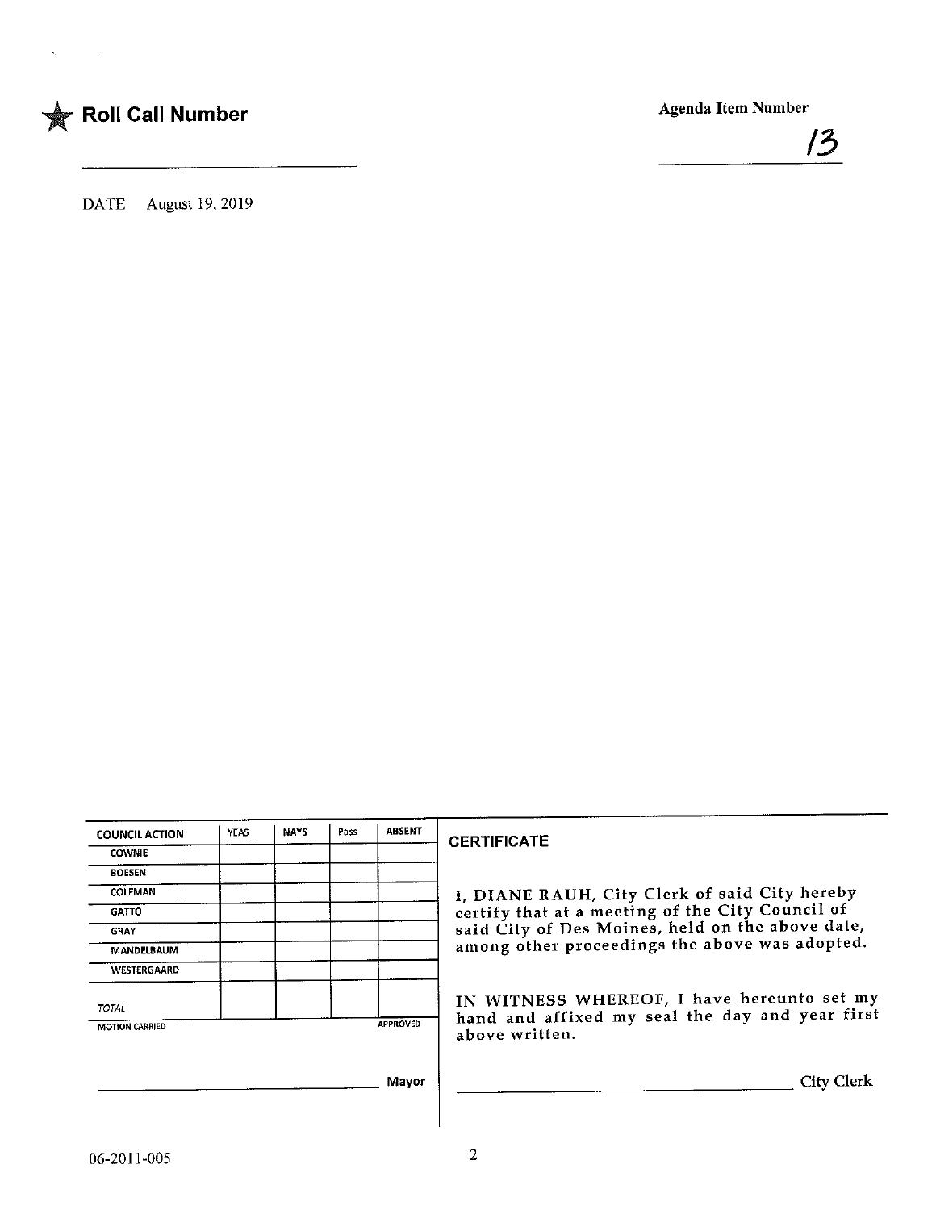★ **Roll Call Number**

______________________

**Agenda Item Number**

13

DATE August 19, 2019

| COUNCIL ACTION | YEAS | NAYS | Pass | ABSENT |
|---|---|---|---|---|
| COWNIE | | | | |
| BOESEN | | | | |
| COLEMAN | | | | |
| GATTO | | | | |
| GRAY | | | | |
| MANDELBAUM | | | | |
| WESTERGAARD | | | | |
| TOTAL | | | | |
| MOTION CARRIED | | | | APPROVED |

______________________ Mayor

**CERTIFICATE**

I, DIANE RAUH, City Clerk of said City hereby certify that at a meeting of the City Council of said City of Des Moines, held on the above date, among other proceedings the above was adopted.

IN WITNESS WHEREOF, I have hereunto set my hand and affixed my seal the day and year first above written.

______________________ City Clerk

06-2011-005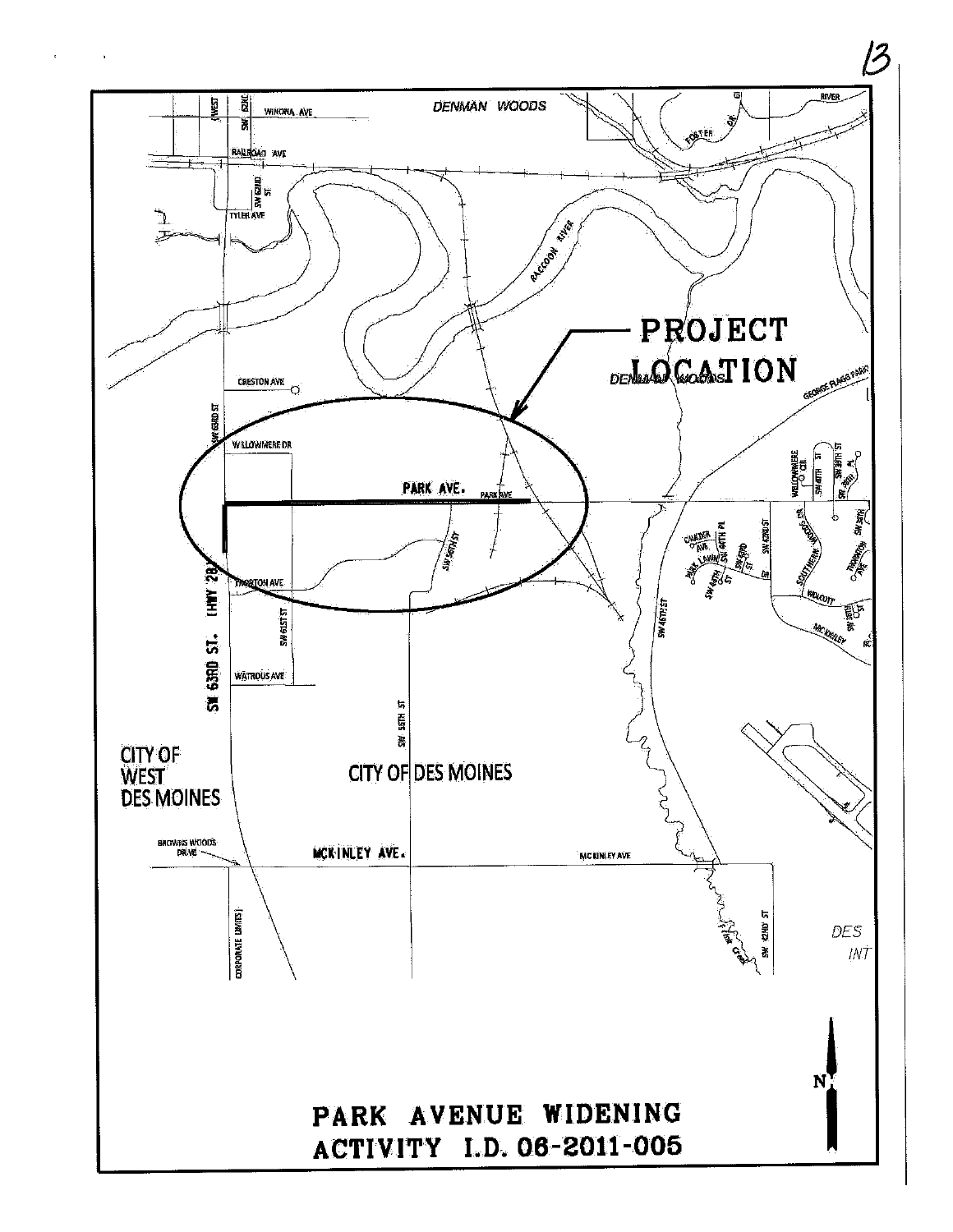PROJECT LOCATION

PARK AVENUE WIDENING
ACTIVITY I.D. 06-2011-005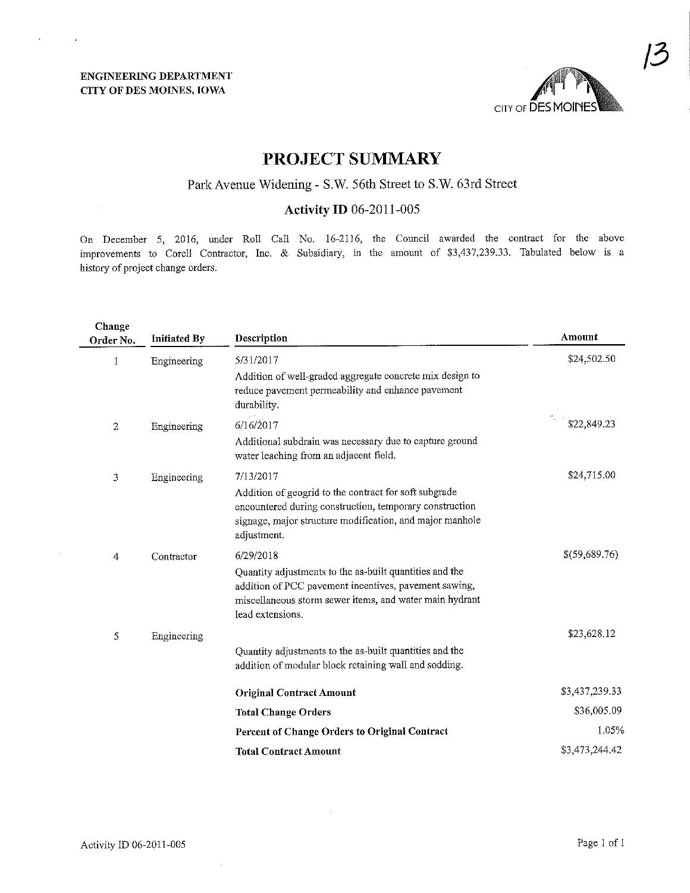ENGINEERING DEPARTMENT
CITY OF DES MOINES, IOWA

13

# PROJECT SUMMARY

## Park Avenue Widening - S.W. 56th Street to S.W. 63rd Street

### Activity ID 06-2011-005

On December 5, 2016, under Roll Call No. 16-2116, the Council awarded the contract for the above improvements to Corell Contractor, Inc. & Subsidiary, in the amount of $3,437,239.33. Tabulated below is a history of project change orders.

| Change Order No. | Initiated By | Description | Amount |
|---|---|---|---|
| 1 | Engineering | 5/31/2017<br>Addition of well-graded aggregate concrete mix design to reduce pavement permeability and enhance pavement durability. | $24,502.50 |
| 2 | Engineering | 6/16/2017<br>Additional subdrain was necessary due to capture ground water leaching from an adjacent field. | $22,849.23 |
| 3 | Engineering | 7/13/2017<br>Addition of geogrid to the contract for soft subgrade encountered during construction, temporary construction signage, major structure modification, and major manhole adjustment. | $24,715.00 |
| 4 | Contractor | 6/29/2018<br>Quantity adjustments to the as-built quantities and the addition of PCC pavement incentives, pavement sawing, miscellaneous storm sewer items, and water main hydrant lead extensions. | $(59,689.76) |
| 5 | Engineering | Quantity adjustments to the as-built quantities and the addition of modular block retaining wall and sodding. | $23,628.12 |
| | | **Original Contract Amount** | $3,437,239.33 |
| | | **Total Change Orders** | $36,005.09 |
| | | **Percent of Change Orders to Original Contract** | 1.05% |
| | | **Total Contract Amount** | $3,473,244.42 |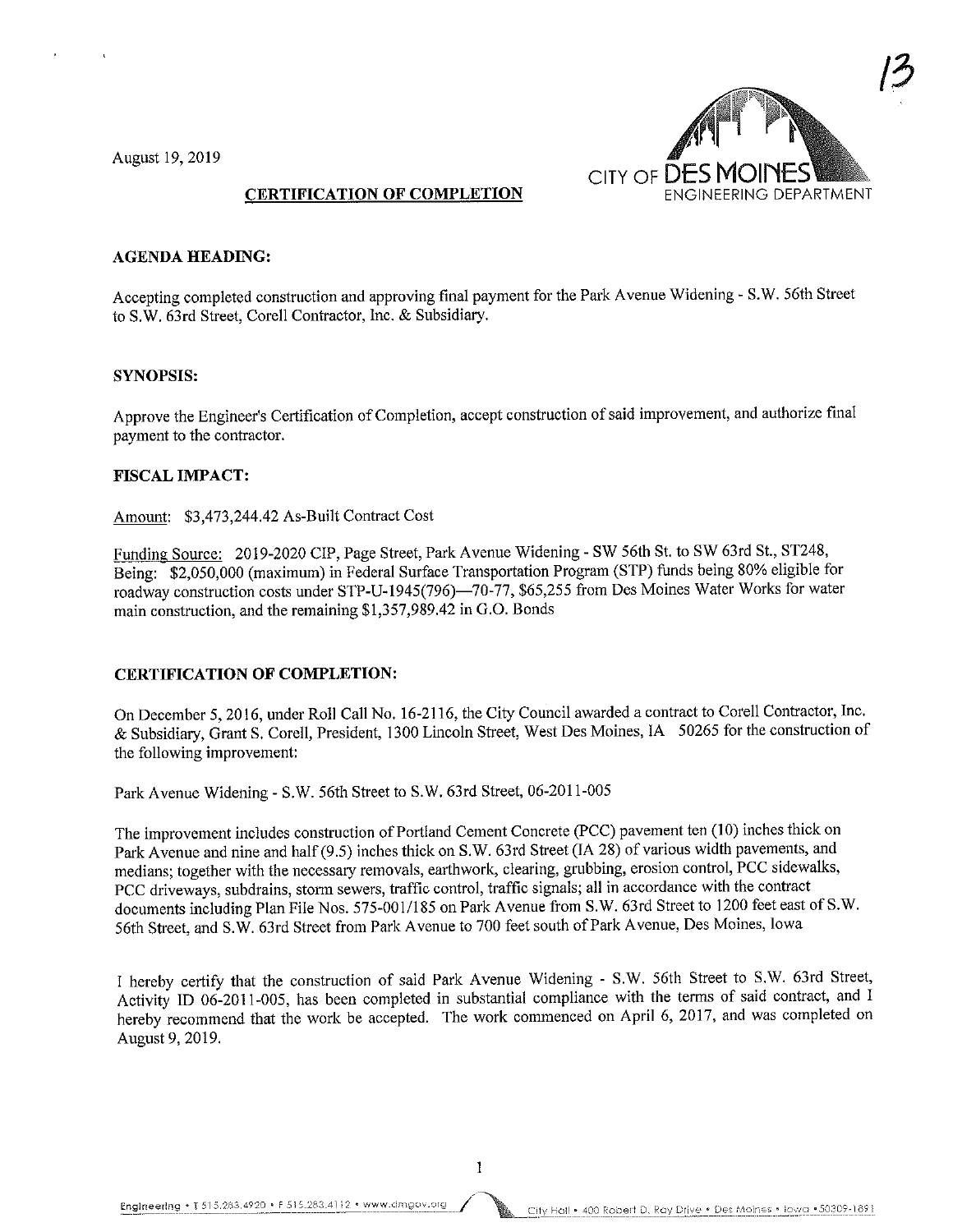August 19, 2019

13

CITY OF DES MOINES
ENGINEERING DEPARTMENT

**CERTIFICATION OF COMPLETION**

**AGENDA HEADING:**

Accepting completed construction and approving final payment for the Park Avenue Widening - S.W. 56th Street to S.W. 63rd Street, Corell Contractor, Inc. & Subsidiary.

**SYNOPSIS:**

Approve the Engineer's Certification of Completion, accept construction of said improvement, and authorize final payment to the contractor.

**FISCAL IMPACT:**

Amount: $3,473,244.42 As-Built Contract Cost

Funding Source: 2019-2020 CIP, Page Street, Park Avenue Widening - SW 56th St. to SW 63rd St., ST248, Being: $2,050,000 (maximum) in Federal Surface Transportation Program (STP) funds being 80% eligible for roadway construction costs under STP-U-1945(796)—70-77, $65,255 from Des Moines Water Works for water main construction, and the remaining $1,357,989.42 in G.O. Bonds

**CERTIFICATION OF COMPLETION:**

On December 5, 2016, under Roll Call No. 16-2116, the City Council awarded a contract to Corell Contractor, Inc. & Subsidiary, Grant S. Corell, President, 1300 Lincoln Street, West Des Moines, IA 50265 for the construction of the following improvement:

Park Avenue Widening - S.W. 56th Street to S.W. 63rd Street, 06-2011-005

The improvement includes construction of Portland Cement Concrete (PCC) pavement ten (10) inches thick on Park Avenue and nine and half (9.5) inches thick on S.W. 63rd Street (IA 28) of various width pavements, and medians; together with the necessary removals, earthwork, clearing, grubbing, erosion control, PCC sidewalks, PCC driveways, subdrains, storm sewers, traffic control, traffic signals; all in accordance with the contract documents including Plan File Nos. 575-001/185 on Park Avenue from S.W. 63rd Street to 1200 feet east of S.W. 56th Street, and S.W. 63rd Street from Park Avenue to 700 feet south of Park Avenue, Des Moines, Iowa

I hereby certify that the construction of said Park Avenue Widening - S.W. 56th Street to S.W. 63rd Street, Activity ID 06-2011-005, has been completed in substantial compliance with the terms of said contract, and I hereby recommend that the work be accepted. The work commenced on April 6, 2017, and was completed on August 9, 2019.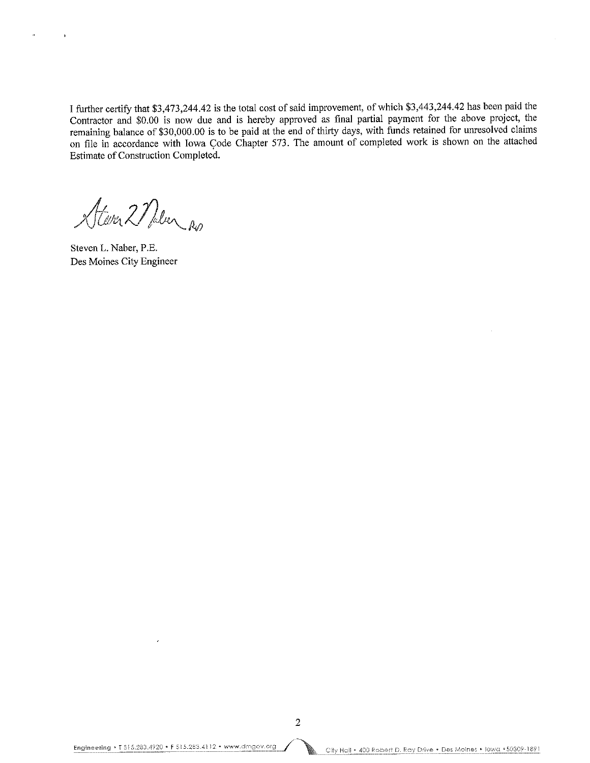I further certify that $3,473,244.42 is the total cost of said improvement, of which $3,443,244.42 has been paid the Contractor and $0.00 is now due and is hereby approved as final partial payment for the above project, the remaining balance of $30,000.00 is to be paid at the end of thirty days, with funds retained for unresolved claims on file in accordance with Iowa Code Chapter 573. The amount of completed work is shown on the attached Estimate of Construction Completed.

Steven L. Naber, P.E.
Des Moines City Engineer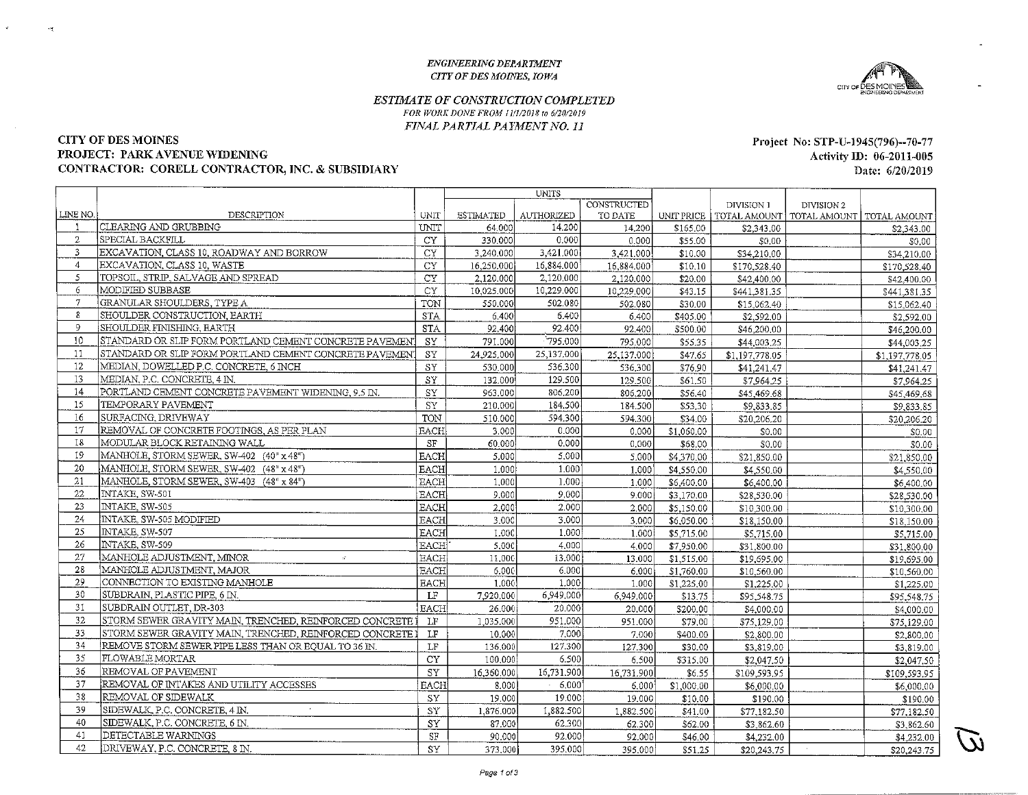*ENGINEERING DEPARTMENT*
*CITY OF DES MOINES, IOWA*

## *ESTIMATE OF CONSTRUCTION COMPLETED*

*FOR WORK DONE FROM 11/1/2018 to 6/20/2019*

*FINAL PARTIAL PAYMENT NO. 11*

**CITY OF DES MOINES**
**PROJECT: PARK AVENUE WIDENING**
**CONTRACTOR: CORELL CONTRACTOR, INC. & SUBSIDIARY**

**Project No: STP-U-1945(796)--70-77**
**Activity ID: 06-2011-005**
**Date: 6/20/2019**

| LINE NO. | DESCRIPTION | UNIT | UNITS ESTIMATED | AUTHORIZED | CONSTRUCTED TO DATE | UNIT PRICE | DIVISION 1 TOTAL AMOUNT | DIVISION 2 TOTAL AMOUNT | TOTAL AMOUNT |
|---|---|---|---|---|---|---|---|---|---|
| 1 | CLEARING AND GRUBBING | UNIT | 64.000 | 14.200 | 14.200 | $165.00 | $2,343.00 | | $2,343.00 |
| 2 | SPECIAL BACKFILL | CY | 330.000 | 0.000 | 0.000 | $55.00 | $0.00 | | $0.00 |
| 3 | EXCAVATION, CLASS 10, ROADWAY AND BORROW | CY | 3,240.000 | 3,421.000 | 3,421.000 | $10.00 | $34,210.00 | | $34,210.00 |
| 4 | EXCAVATION, CLASS 10, WASTE | CY | 16,250.000 | 16,884.000 | 16,884.000 | $10.10 | $170,528.40 | | $170,528.40 |
| 5 | TOPSOIL, STRIP, SALVAGE AND SPREAD | CY | 2,120.000 | 2,120.000 | 2,120.000 | $20.00 | $42,400.00 | | $42,400.00 |
| 6 | MODIFIED SUBBASE | CY | 10,025.000 | 10,229.000 | 10,229.000 | $43.15 | $441,381.35 | | $441,381.35 |
| 7 | GRANULAR SHOULDERS, TYPE A | TON | 550.000 | 502.080 | 502.080 | $30.00 | $15,062.40 | | $15,062.40 |
| 8 | SHOULDER CONSTRUCTION, EARTH | STA | 6.400 | 6.400 | 6.400 | $405.00 | $2,592.00 | | $2,592.00 |
| 9 | SHOULDER FINISHING, EARTH | STA | 92.400 | 92.400 | 92.400 | $500.00 | $46,200.00 | | $46,200.00 |
| 10 | STANDARD OR SLIP FORM PORTLAND CEMENT CONCRETE PAVEMEN | SY | 791.000 | 795.000 | 795.000 | $55.35 | $44,003.25 | | $44,003.25 |
| 11 | STANDARD OR SLIP FORM PORTLAND CEMENT CONCRETE PAVEMEN | SY | 24,925.000 | 25,137.000 | 25,137.000 | $47.65 | $1,197,778.05 | | $1,197,778.05 |
| 12 | MEDIAN, DOWELLED P.C. CONCRETE, 6 INCH | SY | 530.000 | 536.300 | 536.300 | $76.90 | $41,241.47 | | $41,241.47 |
| 13 | MEDIAN, P.C. CONCRETE, 4 IN. | SY | 132.000 | 129.500 | 129.500 | $61.50 | $7,964.25 | | $7,964.25 |
| 14 | PORTLAND CEMENT CONCRETE PAVEMENT WIDENING, 9.5 IN. | SY | 963.000 | 806.200 | 806.200 | $56.40 | $45,469.68 | | $45,469.68 |
| 15 | TEMPORARY PAVEMENT | SY | 210.000 | 184.500 | 184.500 | $53.30 | $9,833.85 | | $9,833.85 |
| 16 | SURFACING, DRIVEWAY | TON | 510.000 | 594.300 | 594.300 | $34.00 | $20,206.20 | | $20,206.20 |
| 17 | REMOVAL OF CONCRETE FOOTINGS, AS PER PLAN | EACH | 3.000 | 0.000 | 0.000 | $1,060.00 | $0.00 | | $0.00 |
| 18 | MODULAR BLOCK RETAINING WALL | SF | 60.000 | 0.000 | 0.000 | $68.00 | $0.00 | | $0.00 |
| 19 | MANHOLE, STORM SEWER, SW-402 (40" x 48") | EACH | 5.000 | 5.000 | 5.000 | $4,370.00 | $21,850.00 | | $21,850.00 |
| 20 | MANHOLE, STORM SEWER, SW-402 (48" x 48") | EACH | 1.000 | 1.000 | 1.000 | $4,550.00 | $4,550.00 | | $4,550.00 |
| 21 | MANHOLE, STORM SEWER, SW-403 (48" x 84") | EACH | 1.000 | 1.000 | 1.000 | $6,400.00 | $6,400.00 | | $6,400.00 |
| 22 | INTAKE, SW-501 | EACH | 9.000 | 9.000 | 9.000 | $3,170.00 | $28,530.00 | | $28,530.00 |
| 23 | INTAKE, SW-505 | EACH | 2.000 | 2.000 | 2.000 | $5,150.00 | $10,300.00 | | $10,300.00 |
| 24 | INTAKE, SW-505 MODIFIED | EACH | 3.000 | 3.000 | 3.000 | $6,050.00 | $18,150.00 | | $18,150.00 |
| 25 | INTAKE, SW-507 | EACH | 1.000 | 1.000 | 1.000 | $5,715.00 | $5,715.00 | | $5,715.00 |
| 26 | INTAKE, SW-509 | EACH | 5.000 | 4.000 | 4.000 | $7,950.00 | $31,800.00 | | $31,800.00 |
| 27 | MANHOLE ADJUSTMENT, MINOR | EACH | 11.000 | 13.000 | 13.000 | $1,515.00 | $19,695.00 | | $19,695.00 |
| 28 | MANHOLE ADJUSTMENT, MAJOR | EACH | 6.000 | 6.000 | 6.000 | $1,760.00 | $10,560.00 | | $10,560.00 |
| 29 | CONNECTION TO EXISTING MANHOLE | EACH | 1.000 | 1.000 | 1.000 | $1,225.00 | $1,225.00 | | $1,225.00 |
| 30 | SUBDRAIN, PLASTIC PIPE, 6 IN. | LF | 7,920.000 | 6,949.000 | 6,949.000 | $13.75 | $95,548.75 | | $95,548.75 |
| 31 | SUBDRAIN OUTLET, DR-303 | EACH | 26.000 | 20.000 | 20.000 | $200.00 | $4,000.00 | | $4,000.00 |
| 32 | STORM SEWER GRAVITY MAIN, TRENCHED, REINFORCED CONCRETE | LF | 1,035.000 | 951.000 | 951.000 | $79.00 | $75,129.00 | | $75,129.00 |
| 33 | STORM SEWER GRAVITY MAIN, TRENCHED, REINFORCED CONCRETE | LF | 10.000 | 7.000 | 7.000 | $400.00 | $2,800.00 | | $2,800.00 |
| 34 | REMOVE STORM SEWER PIPE LESS THAN OR EQUAL TO 36 IN. | LF | 136.000 | 127.300 | 127.300 | $30.00 | $3,819.00 | | $3,819.00 |
| 35 | FLOWABLE MORTAR | CY | 100.000 | 6.500 | 6.500 | $315.00 | $2,047.50 | | $2,047.50 |
| 36 | REMOVAL OF PAVEMENT | SY | 16,360.000 | 16,731.900 | 16,731.900 | $6.55 | $109,593.95 | | $109,593.95 |
| 37 | REMOVAL OF INTAKES AND UTILITY ACCESSES | EACH | 8.000 | 6.000 | 6.000 | $1,000.00 | $6,000.00 | | $6,000.00 |
| 38 | REMOVAL OF SIDEWALK | SY | 19.000 | 19.000 | 19.000 | $10.00 | $190.00 | | $190.00 |
| 39 | SIDEWALK, P.C. CONCRETE, 4 IN. | SY | 1,876.000 | 1,882.500 | 1,882.500 | $41.00 | $77,182.50 | | $77,182.50 |
| 40 | SIDEWALK, P.C. CONCRETE, 6 IN. | SY | 87.000 | 62.300 | 62.300 | $62.00 | $3,862.60 | | $3,862.60 |
| 41 | DETECTABLE WARNINGS | SF | 90.000 | 92.000 | 92.000 | $46.00 | $4,232.00 | | $4,232.00 |
| 42 | DRIVEWAY, P.C. CONCRETE, 8 IN. | SY | 373.000 | 395.000 | 395.000 | $51.25 | $20,243.75 | | $20,243.75 |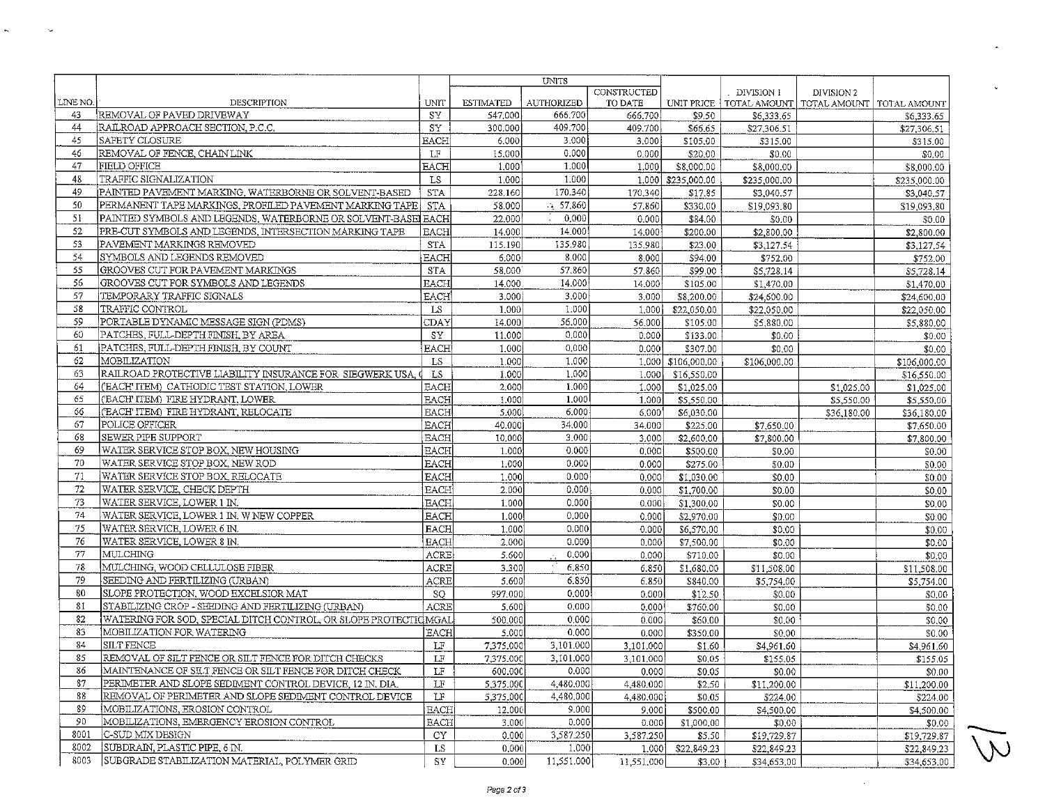| LINE NO. | DESCRIPTION | UNIT | UNITS ESTIMATED | AUTHORIZED | CONSTRUCTED TO DATE | UNIT PRICE | DIVISION 1 TOTAL AMOUNT | DIVISION 2 TOTAL AMOUNT | TOTAL AMOUNT |
|---|---|---|---|---|---|---|---|---|---|
| 43 | REMOVAL OF PAVED DRIVEWAY | SY | 547.000 | 666.700 | 666.700 | $9.50 | $6,333.65 | | $6,333.65 |
| 44 | RAILROAD APPROACH SECTION, P.C.C. | SY | 300.000 | 409.700 | 409.700 | $66.65 | $27,306.51 | | $27,306.51 |
| 45 | SAFETY CLOSURE | EACH | 6.000 | 3.000 | 3.000 | $105.00 | $315.00 | | $315.00 |
| 46 | REMOVAL OF FENCE, CHAIN LINK | LF | 15.000 | 0.000 | 0.000 | $20.00 | $0.00 | | $0.00 |
| 47 | FIELD OFFICE | EACH | 1.000 | 1.000 | 1.000 | $8,000.00 | $8,000.00 | | $8,000.00 |
| 48 | TRAFFIC SIGNALIZATION | LS | 1.000 | 1.000 | 1.000 | $235,000.00 | $235,000.00 | | $235,000.00 |
| 49 | PAINTED PAVEMENT MARKING, WATERBORNE OR SOLVENT-BASED | STA | 228.160 | 170.340 | 170.340 | $17.85 | $3,040.57 | | $3,040.57 |
| 50 | PERMANENT TAPE MARKINGS, PROFILED PAVEMENT MARKING TAPE | STA | 58.000 | 57.860 | 57.860 | $330.00 | $19,093.80 | | $19,093.80 |
| 51 | PAINTED SYMBOLS AND LEGENDS, WATERBORNE OR SOLVENT-BASEI | EACH | 22.000 | 0.000 | 0.000 | $84.00 | $0.00 | | $0.00 |
| 52 | PRE-CUT SYMBOLS AND LEGENDS, INTERSECTION MARKING TAPE | EACH | 14.000 | 14.000 | 14.000 | $200.00 | $2,800.00 | | $2,800.00 |
| 53 | PAVEMENT MARKINGS REMOVED | STA | 115.190 | 135.980 | 135.980 | $23.00 | $3,127.54 | | $3,127.54 |
| 54 | SYMBOLS AND LEGENDS REMOVED | EACH | 6.000 | 8.000 | 8.000 | $94.00 | $752.00 | | $752.00 |
| 55 | GROOVES CUT FOR PAVEMENT MARKINGS | STA | 58.000 | 57.860 | 57.860 | $99.00 | $5,728.14 | | $5,728.14 |
| 56 | GROOVES CUT FOR SYMBOLS AND LEGENDS | EACH | 14.000 | 14.000 | 14.000 | $105.00 | $1,470.00 | | $1,470.00 |
| 57 | TEMPORARY TRAFFIC SIGNALS | EACH | 3.000 | 3.000 | 3.000 | $8,200.00 | $24,600.00 | | $24,600.00 |
| 58 | TRAFFIC CONTROL | LS | 1.000 | 1.000 | 1.000 | $22,050.00 | $22,050.00 | | $22,050.00 |
| 59 | PORTABLE DYNAMIC MESSAGE SIGN (PDMS) | CDAY | 14.000 | 56.000 | 56.000 | $105.00 | $5,880.00 | | $5,880.00 |
| 60 | PATCHES, FULL-DEPTH FINISH, BY AREA | SY | 11.000 | 0.000 | 0.000 | $133.00 | $0.00 | | $0.00 |
| 61 | PATCHES, FULL-DEPTH FINISH, BY COUNT | EACH | 1.000 | 0.000 | 0.000 | $307.00 | $0.00 | | $0.00 |
| 62 | MOBILIZATION | LS | 1.000 | 1.000 | 1.000 | $106,000.00 | $106,000.00 | | $106,000.00 |
| 63 | RAILROAD PROTECTIVE LIABILITY INSURANCE FOR SIEGWERK USA, ( | LS | 1.000 | 1.000 | 1.000 | $16,550.00 | | | $16,550.00 |
| 64 | (EACH' ITEM) CATHODIC TEST STATION, LOWER | EACH | 2.000 | 1.000 | 1.000 | $1,025.00 | | $1,025.00 | $1,025.00 |
| 65 | (EACH' ITEM) FIRE HYDRANT, LOWER | EACH | 1.000 | 1.000 | 1.000 | $5,550.00 | | $5,550.00 | $5,550.00 |
| 66 | (EACH' ITEM) FIRE HYDRANT, RELOCATE | EACH | 5.000 | 6.000 | 6.000 | $6,030.00 | | $36,180.00 | $36,180.00 |
| 67 | POLICE OFFICER | EACH | 40.000 | 34.000 | 34.000 | $225.00 | $7,650.00 | | $7,650.00 |
| 68 | SEWER PIPE SUPPORT | EACH | 10.000 | 3.000 | 3.000 | $2,600.00 | $7,800.00 | | $7,800.00 |
| 69 | WATER SERVICE STOP BOX, NEW HOUSING | EACH | 1.000 | 0.000 | 0.000 | $500.00 | $0.00 | | $0.00 |
| 70 | WATER SERVICE STOP BOX, NEW ROD | EACH | 1.000 | 0.000 | 0.000 | $275.00 | $0.00 | | $0.00 |
| 71 | WATER SERVICE STOP BOX, RELOCATE | EACH | 1.000 | 0.000 | 0.000 | $1,030.00 | $0.00 | | $0.00 |
| 72 | WATER SERVICE, CHECK DEPTH | EACH | 2.000 | 0.000 | 0.000 | $1,700.00 | $0.00 | | $0.00 |
| 73 | WATER SERVICE, LOWER 1 IN. | EACH | 1.000 | 0.000 | 0.000 | $1,300.00 | $0.00 | | $0.00 |
| 74 | WATER SERVICE, LOWER 1 IN. W NEW COPPER | EACH | 1.000 | 0.000 | 0.000 | $2,970.00 | $0.00 | | $0.00 |
| 75 | WATER SERVICE, LOWER 6 IN. | EACH | 1.000 | 0.000 | 0.000 | $6,570.00 | $0.00 | | $0.00 |
| 76 | WATER SERVICE, LOWER 8 IN. | EACH | 2.000 | 0.000 | 0.000 | $7,500.00 | $0.00 | | $0.00 |
| 77 | MULCHING | ACRE | 5.600 | 0.000 | 0.000 | $710.00 | $0.00 | | $0.00 |
| 78 | MULCHING, WOOD CELLULOSE FIBER | ACRE | 3.300 | 6.850 | 6.850 | $1,680.00 | $11,508.00 | | $11,508.00 |
| 79 | SEEDING AND FERTILIZING (URBAN) | ACRE | 5.600 | 6.850 | 6.850 | $840.00 | $5,754.00 | | $5,754.00 |
| 80 | SLOPE PROTECTION, WOOD EXCELSIOR MAT | SQ | 997.000 | 0.000 | 0.000 | $12.50 | $0.00 | | $0.00 |
| 81 | STABILIZING CROP - SEEDING AND FERTILIZING (URBAN) | ACRE | 5.600 | 0.000 | 0.000 | $760.00 | $0.00 | | $0.00 |
| 82 | WATERING FOR SOD, SPECIAL DITCH CONTROL, OR SLOPE PROTECTIO | MGAL | 500.000 | 0.000 | 0.000 | $60.00 | $0.00 | | $0.00 |
| 83 | MOBILIZATION FOR WATERING | EACH | 5.000 | 0.000 | 0.000 | $350.00 | $0.00 | | $0.00 |
| 84 | SILT FENCE | LF | 7,375.000 | 3,101.000 | 3,101.000 | $1.60 | $4,961.60 | | $4,961.60 |
| 85 | REMOVAL OF SILT FENCE OR SILT FENCE FOR DITCH CHECKS | LF | 7,375.000 | 3,101.000 | 3,101.000 | $0.05 | $155.05 | | $155.05 |
| 86 | MAINTENANCE OF SILT FENCE OR SILT FENCE FOR DITCH CHECK | LF | 600.000 | 0.000 | 0.000 | $0.05 | $0.00 | | $0.00 |
| 87 | PERIMETER AND SLOPE SEDIMENT CONTROL DEVICE, 12 IN. DIA. | LF | 5,375.000 | 4,480.000 | 4,480.000 | $2.50 | $11,200.00 | | $11,200.00 |
| 88 | REMOVAL OF PERIMETER AND SLOPE SEDIMENT CONTROL DEVICE | LF | 5,375.000 | 4,480.000 | 4,480.000 | $0.05 | $224.00 | | $224.00 |
| 89 | MOBILIZATIONS, EROSION CONTROL | EACH | 12.000 | 9.000 | 9.000 | $500.00 | $4,500.00 | | $4,500.00 |
| 90 | MOBILIZATIONS, EMERGENCY EROSION CONTROL | EACH | 3.000 | 0.000 | 0.000 | $1,000.00 | $0.00 | | $0.00 |
| 8001 | C-SUD MIX DESIGN | CY | 0.000 | 3,587.250 | 3,587.250 | $5.50 | $19,729.87 | | $19,729.87 |
| 8002 | SUBDRAIN, PLASTIC PIPE, 6 IN. | LS | 0.000 | 1.000 | 1.000 | $22,849.23 | $22,849.23 | | $22,849.23 |
| 8003 | SUBGRADE STABILIZATION MATERIAL, POLYMER GRID | SY | 0.000 | 11,551.000 | 11,551.000 | $3.00 | $34,653.00 | | $34,653.00 |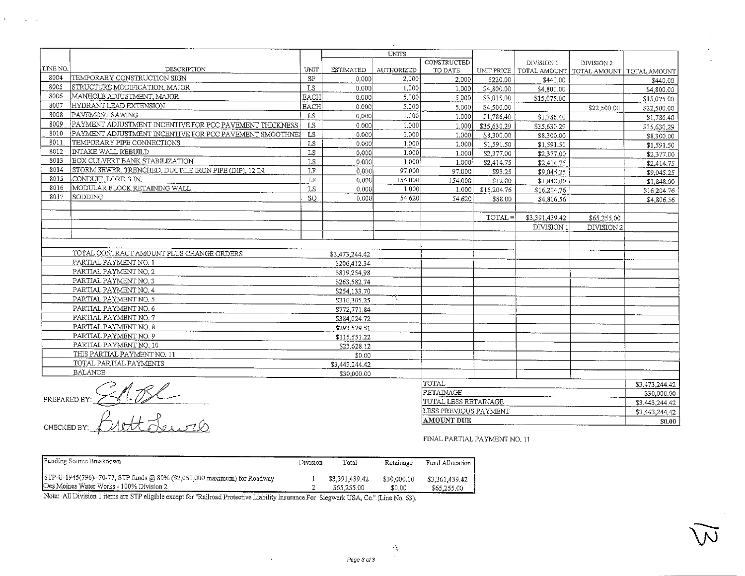| LINE NO. | DESCRIPTION | UNIT | UNITS ESTIMATED | UNITS AUTHORIZED | CONSTRUCTED TO DATE | UNIT PRICE | DIVISION 1 TOTAL AMOUNT | DIVISION 2 TOTAL AMOUNT | TOTAL AMOUNT |
|---|---|---|---|---|---|---|---|---|---|
| 8004 | TEMPORARY CONSTRUCTION SIGN | SF | 0.000 | 2.000 | 2.000 | $220.00 | $440.00 | | $440.00 |
| 8005 | STRUCTURE MODIFICATION, MAJOR | LS | 0.000 | 1.000 | 1.000 | $4,800.00 | $4,800.00 | | $4,800.00 |
| 8006 | MANHOLE ADJUSTMENT, MAJOR | EACH | 0.000 | 5.000 | 5.000 | $3,015.00 | $15,075.00 | | $15,075.00 |
| 8007 | HYDRANT LEAD EXTENSION | EACH | 0.000 | 5.000 | 5.000 | $4,500.00 | | $22,500.00 | $22,500.00 |
| 8008 | PAVEMENT SAWING | LS | 0.000 | 1.000 | 1.000 | $1,786.40 | $1,786.40 | | $1,786.40 |
| 8009 | PAYMENT ADJUSTMENT INCENTIVE FOR PCC PAVEMENT THICKNESS | LS | 0.000 | 1.000 | 1.000 | $35,630.29 | $35,630.29 | | $35,630.29 |
| 8010 | PAYMENT ADJUSTMENT INCENTIVE FOR PCC PAVEMENT SMOOTHNES | LS | 0.000 | 1.000 | 1.000 | $8,300.00 | $8,300.00 | | $8,300.00 |
| 8011 | TEMPORARY PIPE CONNECTIONS | LS | 0.000 | 1.000 | 1.000 | $1,591.50 | $1,591.50 | | $1,591.50 |
| 8012 | INTAKE WALL REBUILD | LS | 0.000 | 1.000 | 1.000 | $2,377.00 | $2,377.00 | | $2,377.00 |
| 8013 | BOX CULVERT BANK STABILIZATION | LS | 0.000 | 1.000 | 1.000 | $2,414.75 | $2,414.75 | | $2,414.75 |
| 8014 | STORM SEWER, TRENCHED, DUCTILE IRON PIPE (DIP), 12 IN. | LF | 0.000 | 97.000 | 97.000 | $93.25 | $9,045.25 | | $9,045.25 |
| 8015 | CONDUIT, BORE, 3 IN. | LF | 0.000 | 154.000 | 154.000 | $12.00 | $1,848.00 | | $1,848.00 |
| 8016 | MODULAR BLOCK RETAINING WALL | LS | 0.000 | 1.000 | 1.000 | $16,204.76 | $16,204.76 | | $16,204.76 |
| 8017 | SODDING | SQ | 0.000 | 54.620 | 54.620 | $88.00 | $4,806.56 | | $4,806.56 |
| | | | | | | TOTAL = | $3,391,439.42 | $65,255.00 | |
| | | | | | | | DIVISION 1 | DIVISION 2 | |

| | |
|---|---|
| TOTAL CONTRACT AMOUNT PLUS CHANGE ORDERS | $3,473,244.42 |
| PARTIAL PAYMENT NO. 1 | $206,412.34 |
| PARTIAL PAYMENT NO. 2 | $819,254.98 |
| PARTIAL PAYMENT NO. 3 | $263,582.74 |
| PARTIAL PAYMENT NO. 4 | $254,133.70 |
| PARTIAL PAYMENT NO. 5 | $310,305.25 |
| PARTIAL PAYMENT NO. 6 | $772,771.84 |
| PARTIAL PAYMENT NO. 7 | $384,024.72 |
| PARTIAL PAYMENT NO. 8 | $293,579.51 |
| PARTIAL PAYMENT NO. 9 | $115,551.22 |
| PARTIAL PAYMENT NO. 10 | $23,628.12 |
| THIS PARTIAL PAYMENT NO. 11 | $0.00 |
| TOTAL PARTIAL PAYMENTS | $3,443,244.42 |
| BALANCE | $30,000.00 |

| | |
|---|---|
| TOTAL | $3,473,244.42 |
| RETAINAGE | $30,000.00 |
| TOTAL LESS RETAINAGE | $3,443,244.42 |
| LESS PREVIOUS PAYMENT | $3,443,244.42 |
| **AMOUNT DUE** | **$0.00** |

PREPARED BY: [signature]

CHECKED BY: Brett Lewis

FINAL PARTIAL PAYMENT NO. 11

| Funding Source Breakdown | Division | Total | Retainage | Fund Allocation |
|---|---|---|---|---|
| STP-U-1945(796)--70-77, STP funds @ 80% ($2,050,000 maximum) for Roadway | 1 | $3,391,439.42 | $30,000.00 | $3,361,439.42 |
| Des Moines Water Works - 100% Division 2 | 2 | $65,255.00 | $0.00 | $65,255.00 |

Note: All Division 1 items are STP eligible except for "Railroad Protective Liability Insurance For Siegwerk USA, Co." (Line No. 63).